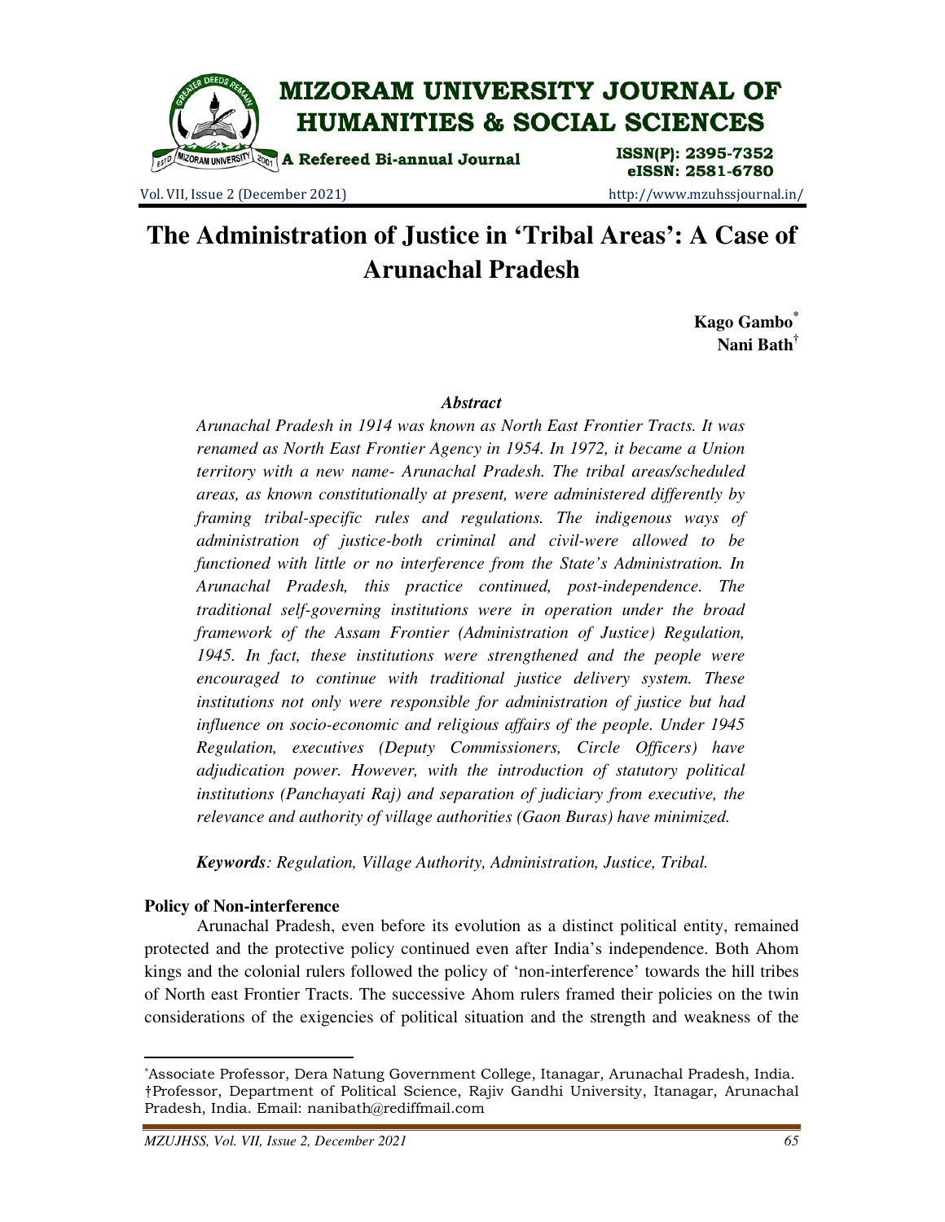# The Administration of Justice in 'Tribal Areas': A Case of Arunachal Pradesh

**Kago Gambo**[*]
**Nani Bath**[†]

### *Abstract*

*Arunachal Pradesh in 1914 was known as North East Frontier Tracts. It was renamed as North East Frontier Agency in 1954. In 1972, it became a Union territory with a new name- Arunachal Pradesh. The tribal areas/scheduled areas, as known constitutionally at present, were administered differently by framing tribal-specific rules and regulations. The indigenous ways of administration of justice-both criminal and civil-were allowed to be functioned with little or no interference from the State's Administration. In Arunachal Pradesh, this practice continued, post-independence. The traditional self-governing institutions were in operation under the broad framework of the Assam Frontier (Administration of Justice) Regulation, 1945. In fact, these institutions were strengthened and the people were encouraged to continue with traditional justice delivery system. These institutions not only were responsible for administration of justice but had influence on socio-economic and religious affairs of the people. Under 1945 Regulation, executives (Deputy Commissioners, Circle Officers) have adjudication power. However, with the introduction of statutory political institutions (Panchayati Raj) and separation of judiciary from executive, the relevance and authority of village authorities (Gaon Buras) have minimized.*

***Keywords**: Regulation, Village Authority, Administration, Justice, Tribal.*

**Policy of Non-interference**

Arunachal Pradesh, even before its evolution as a distinct political entity, remained protected and the protective policy continued even after India's independence. Both Ahom kings and the colonial rulers followed the policy of 'non-interference' towards the hill tribes of North east Frontier Tracts. The successive Ahom rulers framed their policies on the twin considerations of the exigencies of political situation and the strength and weakness of the

---

[*] Associate Professor, Dera Natung Government College, Itanagar, Arunachal Pradesh, India.
[†] Professor, Department of Political Science, Rajiv Gandhi University, Itanagar, Arunachal Pradesh, India. Email: nanibath@rediffmail.com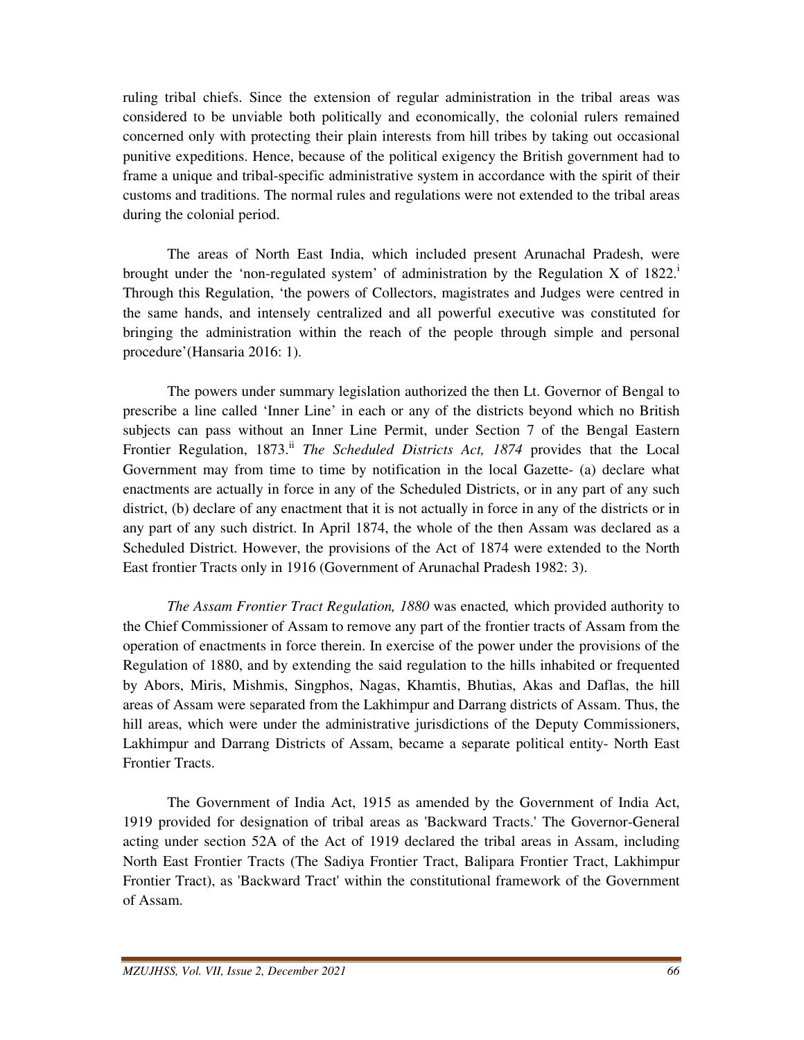ruling tribal chiefs. Since the extension of regular administration in the tribal areas was considered to be unviable both politically and economically, the colonial rulers remained concerned only with protecting their plain interests from hill tribes by taking out occasional punitive expeditions. Hence, because of the political exigency the British government had to frame a unique and tribal-specific administrative system in accordance with the spirit of their customs and traditions. The normal rules and regulations were not extended to the tribal areas during the colonial period.

The areas of North East India, which included present Arunachal Pradesh, were brought under the 'non-regulated system' of administration by the Regulation X of 1822.[i] Through this Regulation, 'the powers of Collectors, magistrates and Judges were centred in the same hands, and intensely centralized and all powerful executive was constituted for bringing the administration within the reach of the people through simple and personal procedure'(Hansaria 2016: 1).

The powers under summary legislation authorized the then Lt. Governor of Bengal to prescribe a line called 'Inner Line' in each or any of the districts beyond which no British subjects can pass without an Inner Line Permit, under Section 7 of the Bengal Eastern Frontier Regulation, 1873.[ii] *The Scheduled Districts Act, 1874* provides that the Local Government may from time to time by notification in the local Gazette- (a) declare what enactments are actually in force in any of the Scheduled Districts, or in any part of any such district, (b) declare of any enactment that it is not actually in force in any of the districts or in any part of any such district. In April 1874, the whole of the then Assam was declared as a Scheduled District. However, the provisions of the Act of 1874 were extended to the North East frontier Tracts only in 1916 (Government of Arunachal Pradesh 1982: 3).

*The Assam Frontier Tract Regulation, 1880* was enacted*,* which provided authority to the Chief Commissioner of Assam to remove any part of the frontier tracts of Assam from the operation of enactments in force therein. In exercise of the power under the provisions of the Regulation of 1880, and by extending the said regulation to the hills inhabited or frequented by Abors, Miris, Mishmis, Singphos, Nagas, Khamtis, Bhutias, Akas and Daflas, the hill areas of Assam were separated from the Lakhimpur and Darrang districts of Assam. Thus, the hill areas, which were under the administrative jurisdictions of the Deputy Commissioners, Lakhimpur and Darrang Districts of Assam, became a separate political entity- North East Frontier Tracts.

The Government of India Act, 1915 as amended by the Government of India Act, 1919 provided for designation of tribal areas as 'Backward Tracts.' The Governor-General acting under section 52A of the Act of 1919 declared the tribal areas in Assam, including North East Frontier Tracts (The Sadiya Frontier Tract, Balipara Frontier Tract, Lakhimpur Frontier Tract), as 'Backward Tract' within the constitutional framework of the Government of Assam.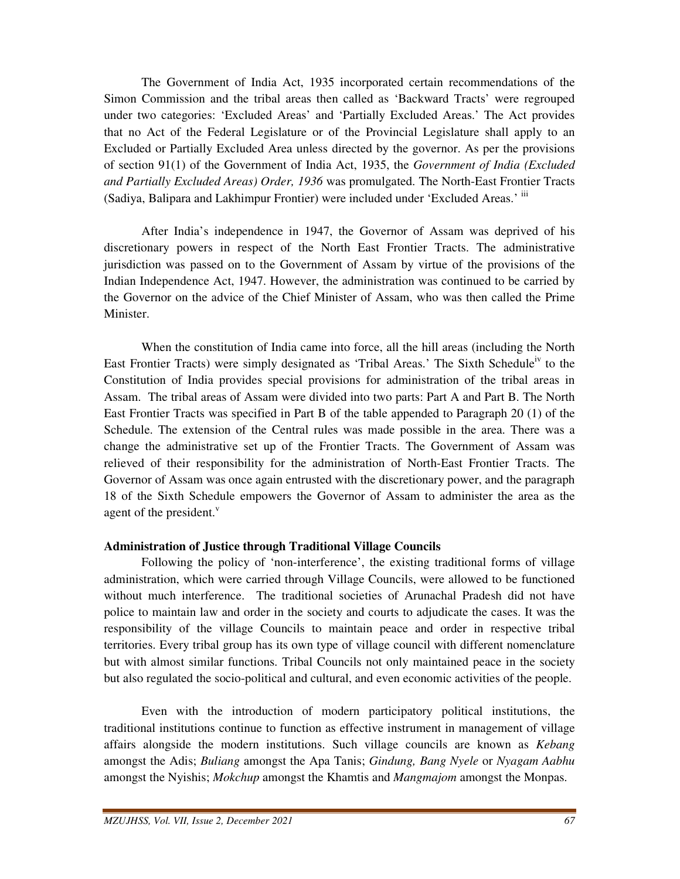The Government of India Act, 1935 incorporated certain recommendations of the Simon Commission and the tribal areas then called as 'Backward Tracts' were regrouped under two categories: 'Excluded Areas' and 'Partially Excluded Areas.' The Act provides that no Act of the Federal Legislature or of the Provincial Legislature shall apply to an Excluded or Partially Excluded Area unless directed by the governor. As per the provisions of section 91(1) of the Government of India Act, 1935, the *Government of India (Excluded and Partially Excluded Areas) Order, 1936* was promulgated. The North-East Frontier Tracts (Sadiya, Balipara and Lakhimpur Frontier) were included under 'Excluded Areas.' [iii]

After India's independence in 1947, the Governor of Assam was deprived of his discretionary powers in respect of the North East Frontier Tracts. The administrative jurisdiction was passed on to the Government of Assam by virtue of the provisions of the Indian Independence Act, 1947. However, the administration was continued to be carried by the Governor on the advice of the Chief Minister of Assam, who was then called the Prime Minister.

When the constitution of India came into force, all the hill areas (including the North East Frontier Tracts) were simply designated as 'Tribal Areas.' The Sixth Schedule[iv] to the Constitution of India provides special provisions for administration of the tribal areas in Assam. The tribal areas of Assam were divided into two parts: Part A and Part B. The North East Frontier Tracts was specified in Part B of the table appended to Paragraph 20 (1) of the Schedule. The extension of the Central rules was made possible in the area. There was a change the administrative set up of the Frontier Tracts. The Government of Assam was relieved of their responsibility for the administration of North-East Frontier Tracts. The Governor of Assam was once again entrusted with the discretionary power, and the paragraph 18 of the Sixth Schedule empowers the Governor of Assam to administer the area as the agent of the president.[v]

**Administration of Justice through Traditional Village Councils**

Following the policy of 'non-interference', the existing traditional forms of village administration, which were carried through Village Councils, were allowed to be functioned without much interference. The traditional societies of Arunachal Pradesh did not have police to maintain law and order in the society and courts to adjudicate the cases. It was the responsibility of the village Councils to maintain peace and order in respective tribal territories. Every tribal group has its own type of village council with different nomenclature but with almost similar functions. Tribal Councils not only maintained peace in the society but also regulated the socio-political and cultural, and even economic activities of the people.

Even with the introduction of modern participatory political institutions, the traditional institutions continue to function as effective instrument in management of village affairs alongside the modern institutions. Such village councils are known as *Kebang* amongst the Adis; *Buliang* amongst the Apa Tanis; *Gindung, Bang Nyele* or *Nyagam Aabhu* amongst the Nyishis; *Mokchup* amongst the Khamtis and *Mangmajom* amongst the Monpas.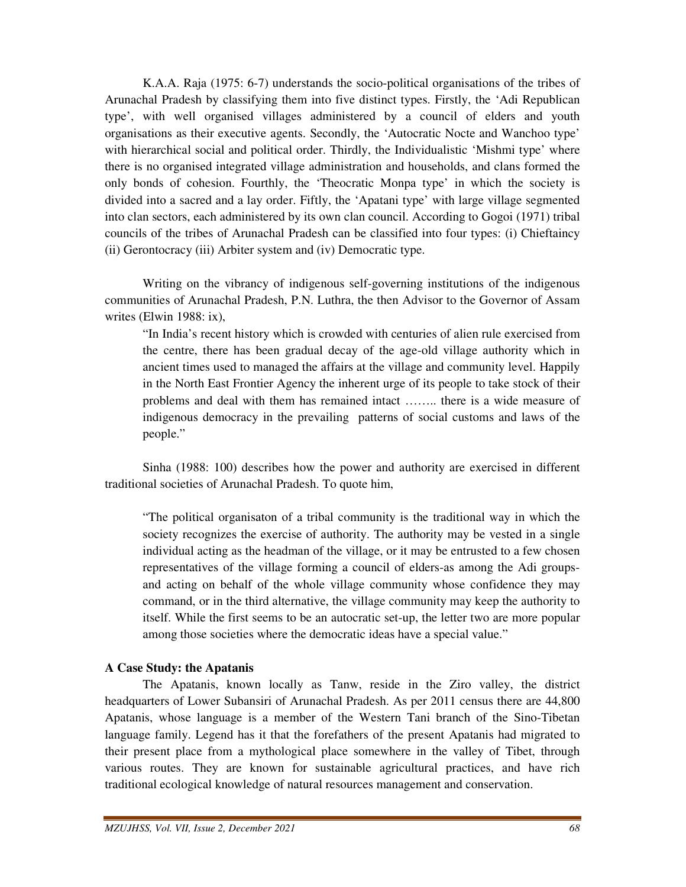K.A.A. Raja (1975: 6-7) understands the socio-political organisations of the tribes of Arunachal Pradesh by classifying them into five distinct types. Firstly, the 'Adi Republican type', with well organised villages administered by a council of elders and youth organisations as their executive agents. Secondly, the 'Autocratic Nocte and Wanchoo type' with hierarchical social and political order. Thirdly, the Individualistic 'Mishmi type' where there is no organised integrated village administration and households, and clans formed the only bonds of cohesion. Fourthly, the 'Theocratic Monpa type' in which the society is divided into a sacred and a lay order. Fiftly, the 'Apatani type' with large village segmented into clan sectors, each administered by its own clan council. According to Gogoi (1971) tribal councils of the tribes of Arunachal Pradesh can be classified into four types: (i) Chieftaincy (ii) Gerontocracy (iii) Arbiter system and (iv) Democratic type.

Writing on the vibrancy of indigenous self-governing institutions of the indigenous communities of Arunachal Pradesh, P.N. Luthra, the then Advisor to the Governor of Assam writes (Elwin 1988: ix),

> "In India's recent history which is crowded with centuries of alien rule exercised from the centre, there has been gradual decay of the age-old village authority which in ancient times used to managed the affairs at the village and community level. Happily in the North East Frontier Agency the inherent urge of its people to take stock of their problems and deal with them has remained intact …….. there is a wide measure of indigenous democracy in the prevailing patterns of social customs and laws of the people."

Sinha (1988: 100) describes how the power and authority are exercised in different traditional societies of Arunachal Pradesh. To quote him,

> "The political organisaton of a tribal community is the traditional way in which the society recognizes the exercise of authority. The authority may be vested in a single individual acting as the headman of the village, or it may be entrusted to a few chosen representatives of the village forming a council of elders-as among the Adi groups-and acting on behalf of the whole village community whose confidence they may command, or in the third alternative, the village community may keep the authority to itself. While the first seems to be an autocratic set-up, the letter two are more popular among those societies where the democratic ideas have a special value."

### A Case Study: the Apatanis

The Apatanis, known locally as Tanw, reside in the Ziro valley, the district headquarters of Lower Subansiri of Arunachal Pradesh. As per 2011 census there are 44,800 Apatanis, whose language is a member of the Western Tani branch of the Sino-Tibetan language family. Legend has it that the forefathers of the present Apatanis had migrated to their present place from a mythological place somewhere in the valley of Tibet, through various routes. They are known for sustainable agricultural practices, and have rich traditional ecological knowledge of natural resources management and conservation.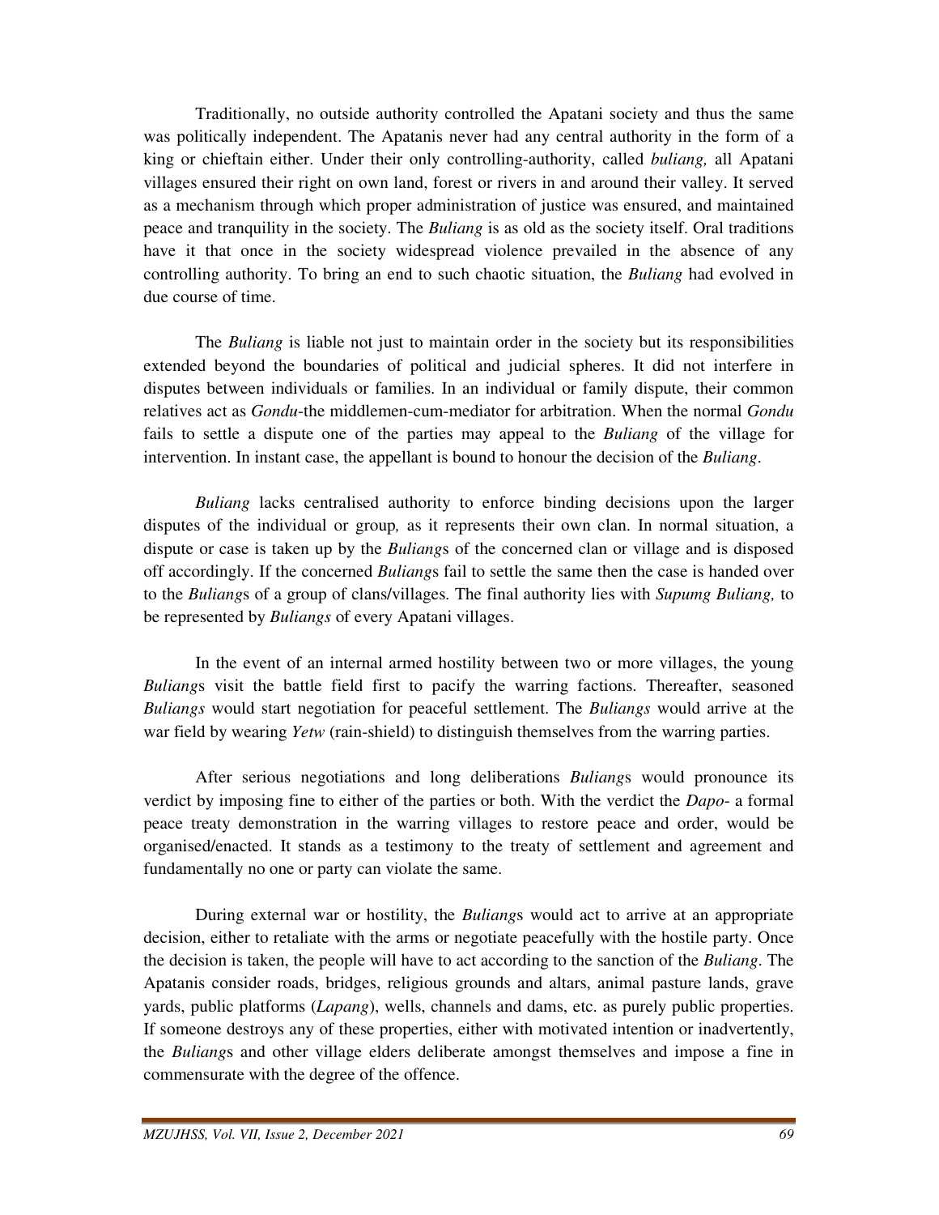Traditionally, no outside authority controlled the Apatani society and thus the same was politically independent. The Apatanis never had any central authority in the form of a king or chieftain either. Under their only controlling-authority, called *buliang,* all Apatani villages ensured their right on own land, forest or rivers in and around their valley. It served as a mechanism through which proper administration of justice was ensured, and maintained peace and tranquility in the society. The *Buliang* is as old as the society itself. Oral traditions have it that once in the society widespread violence prevailed in the absence of any controlling authority. To bring an end to such chaotic situation, the *Buliang* had evolved in due course of time.

The *Buliang* is liable not just to maintain order in the society but its responsibilities extended beyond the boundaries of political and judicial spheres. It did not interfere in disputes between individuals or families. In an individual or family dispute, their common relatives act as *Gondu*-the middlemen-cum-mediator for arbitration. When the normal *Gondu* fails to settle a dispute one of the parties may appeal to the *Buliang* of the village for intervention. In instant case, the appellant is bound to honour the decision of the *Buliang*.

*Buliang* lacks centralised authority to enforce binding decisions upon the larger disputes of the individual or group*,* as it represents their own clan. In normal situation, a dispute or case is taken up by the *Buliang*s of the concerned clan or village and is disposed off accordingly. If the concerned *Buliang*s fail to settle the same then the case is handed over to the *Buliang*s of a group of clans/villages. The final authority lies with *Supumg Buliang,* to be represented by *Buliangs* of every Apatani villages.

In the event of an internal armed hostility between two or more villages, the young *Buliang*s visit the battle field first to pacify the warring factions. Thereafter, seasoned *Buliangs* would start negotiation for peaceful settlement. The *Buliangs* would arrive at the war field by wearing *Yetw* (rain-shield) to distinguish themselves from the warring parties.

After serious negotiations and long deliberations *Buliang*s would pronounce its verdict by imposing fine to either of the parties or both. With the verdict the *Dapo*- a formal peace treaty demonstration in the warring villages to restore peace and order, would be organised/enacted. It stands as a testimony to the treaty of settlement and agreement and fundamentally no one or party can violate the same.

During external war or hostility, the *Buliang*s would act to arrive at an appropriate decision, either to retaliate with the arms or negotiate peacefully with the hostile party. Once the decision is taken, the people will have to act according to the sanction of the *Buliang*. The Apatanis consider roads, bridges, religious grounds and altars, animal pasture lands, grave yards, public platforms (*Lapang*), wells, channels and dams, etc. as purely public properties. If someone destroys any of these properties, either with motivated intention or inadvertently, the *Buliang*s and other village elders deliberate amongst themselves and impose a fine in commensurate with the degree of the offence.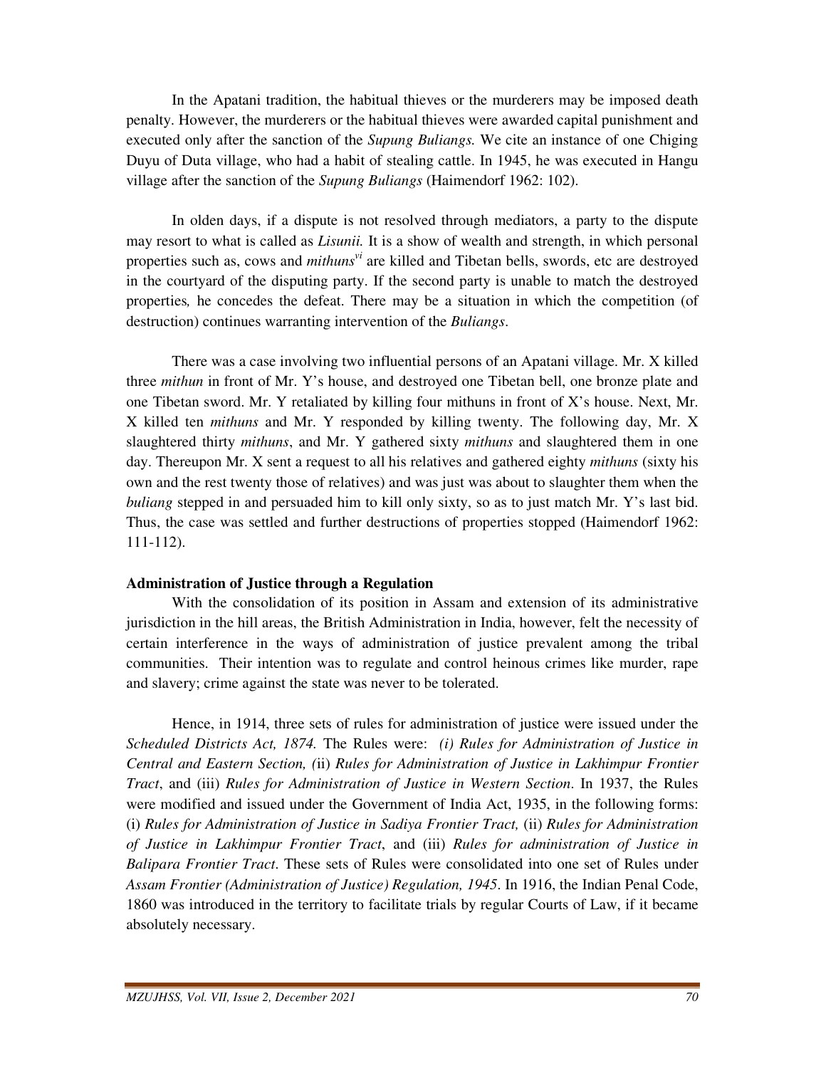In the Apatani tradition, the habitual thieves or the murderers may be imposed death penalty. However, the murderers or the habitual thieves were awarded capital punishment and executed only after the sanction of the *Supung Buliangs.* We cite an instance of one Chiging Duyu of Duta village, who had a habit of stealing cattle. In 1945, he was executed in Hangu village after the sanction of the *Supung Buliangs* (Haimendorf 1962: 102).

In olden days, if a dispute is not resolved through mediators, a party to the dispute may resort to what is called as *Lisunii.* It is a show of wealth and strength, in which personal properties such as, cows and *mithuns*[vi] are killed and Tibetan bells, swords, etc are destroyed in the courtyard of the disputing party. If the second party is unable to match the destroyed properties*,* he concedes the defeat. There may be a situation in which the competition (of destruction) continues warranting intervention of the *Buliangs*.

There was a case involving two influential persons of an Apatani village. Mr. X killed three *mithun* in front of Mr. Y's house, and destroyed one Tibetan bell, one bronze plate and one Tibetan sword. Mr. Y retaliated by killing four mithuns in front of X's house. Next, Mr. X killed ten *mithuns* and Mr. Y responded by killing twenty. The following day, Mr. X slaughtered thirty *mithuns*, and Mr. Y gathered sixty *mithuns* and slaughtered them in one day. Thereupon Mr. X sent a request to all his relatives and gathered eighty *mithuns* (sixty his own and the rest twenty those of relatives) and was just was about to slaughter them when the *buliang* stepped in and persuaded him to kill only sixty, so as to just match Mr. Y's last bid. Thus, the case was settled and further destructions of properties stopped (Haimendorf 1962: 111-112).

**Administration of Justice through a Regulation**

With the consolidation of its position in Assam and extension of its administrative jurisdiction in the hill areas, the British Administration in India, however, felt the necessity of certain interference in the ways of administration of justice prevalent among the tribal communities. Their intention was to regulate and control heinous crimes like murder, rape and slavery; crime against the state was never to be tolerated.

Hence, in 1914, three sets of rules for administration of justice were issued under the *Scheduled Districts Act, 1874.* The Rules were: *(i) Rules for Administration of Justice in Central and Eastern Section, (*ii) *Rules for Administration of Justice in Lakhimpur Frontier Tract*, and (iii) *Rules for Administration of Justice in Western Section*. In 1937, the Rules were modified and issued under the Government of India Act, 1935, in the following forms: (i) *Rules for Administration of Justice in Sadiya Frontier Tract,* (ii) *Rules for Administration of Justice in Lakhimpur Frontier Tract*, and (iii) *Rules for administration of Justice in Balipara Frontier Tract*. These sets of Rules were consolidated into one set of Rules under *Assam Frontier (Administration of Justice) Regulation, 1945*. In 1916, the Indian Penal Code, 1860 was introduced in the territory to facilitate trials by regular Courts of Law, if it became absolutely necessary.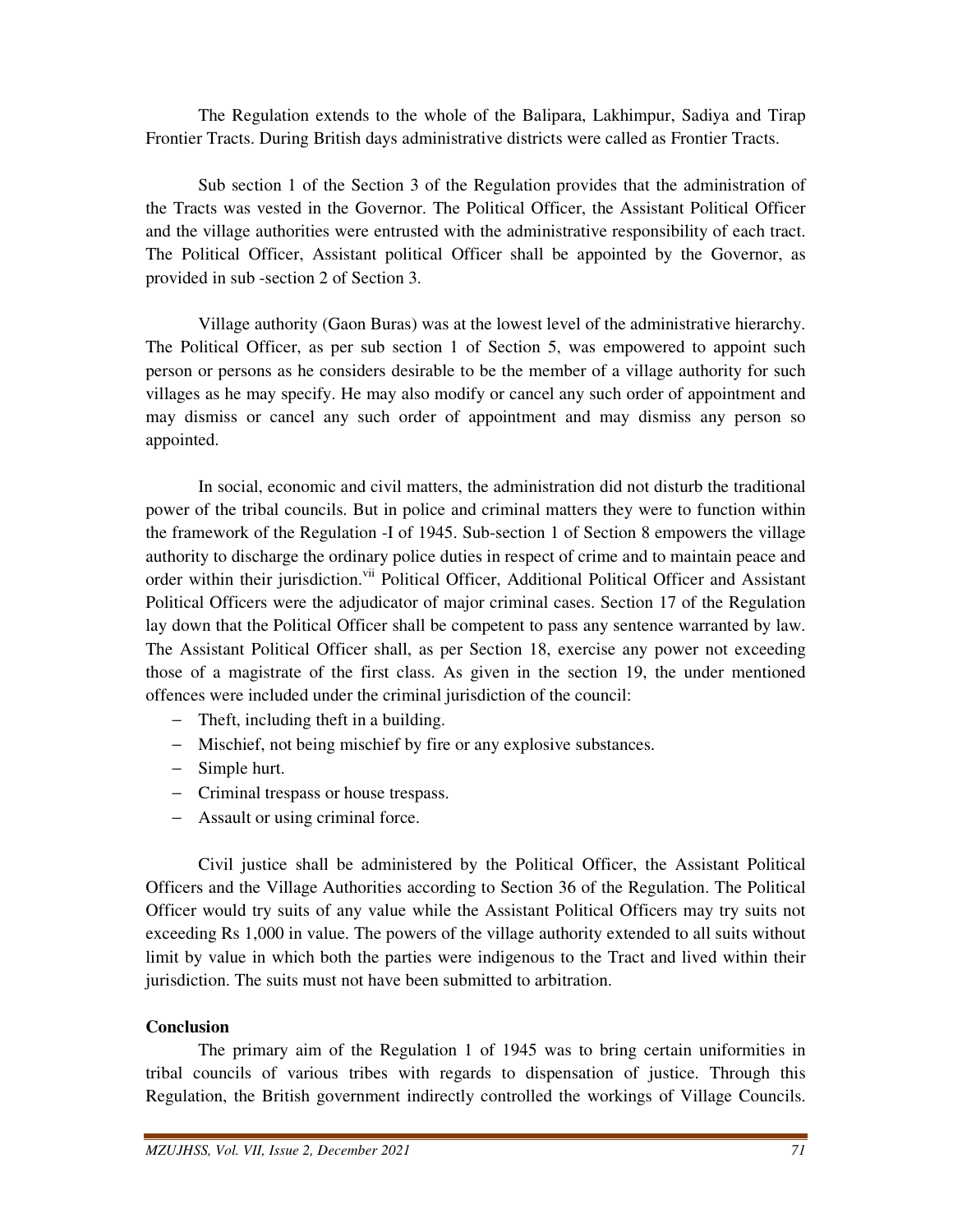The Regulation extends to the whole of the Balipara, Lakhimpur, Sadiya and Tirap Frontier Tracts. During British days administrative districts were called as Frontier Tracts.

Sub section 1 of the Section 3 of the Regulation provides that the administration of the Tracts was vested in the Governor. The Political Officer, the Assistant Political Officer and the village authorities were entrusted with the administrative responsibility of each tract. The Political Officer, Assistant political Officer shall be appointed by the Governor, as provided in sub -section 2 of Section 3.

Village authority (Gaon Buras) was at the lowest level of the administrative hierarchy. The Political Officer, as per sub section 1 of Section 5, was empowered to appoint such person or persons as he considers desirable to be the member of a village authority for such villages as he may specify. He may also modify or cancel any such order of appointment and may dismiss or cancel any such order of appointment and may dismiss any person so appointed.

In social, economic and civil matters, the administration did not disturb the traditional power of the tribal councils. But in police and criminal matters they were to function within the framework of the Regulation -I of 1945. Sub-section 1 of Section 8 empowers the village authority to discharge the ordinary police duties in respect of crime and to maintain peace and order within their jurisdiction.[vii] Political Officer, Additional Political Officer and Assistant Political Officers were the adjudicator of major criminal cases. Section 17 of the Regulation lay down that the Political Officer shall be competent to pass any sentence warranted by law. The Assistant Political Officer shall, as per Section 18, exercise any power not exceeding those of a magistrate of the first class. As given in the section 19, the under mentioned offences were included under the criminal jurisdiction of the council:

- Theft, including theft in a building.
- Mischief, not being mischief by fire or any explosive substances.
- Simple hurt.
- Criminal trespass or house trespass.
- Assault or using criminal force.

Civil justice shall be administered by the Political Officer, the Assistant Political Officers and the Village Authorities according to Section 36 of the Regulation. The Political Officer would try suits of any value while the Assistant Political Officers may try suits not exceeding Rs 1,000 in value. The powers of the village authority extended to all suits without limit by value in which both the parties were indigenous to the Tract and lived within their jurisdiction. The suits must not have been submitted to arbitration.

**Conclusion**

The primary aim of the Regulation 1 of 1945 was to bring certain uniformities in tribal councils of various tribes with regards to dispensation of justice. Through this Regulation, the British government indirectly controlled the workings of Village Councils.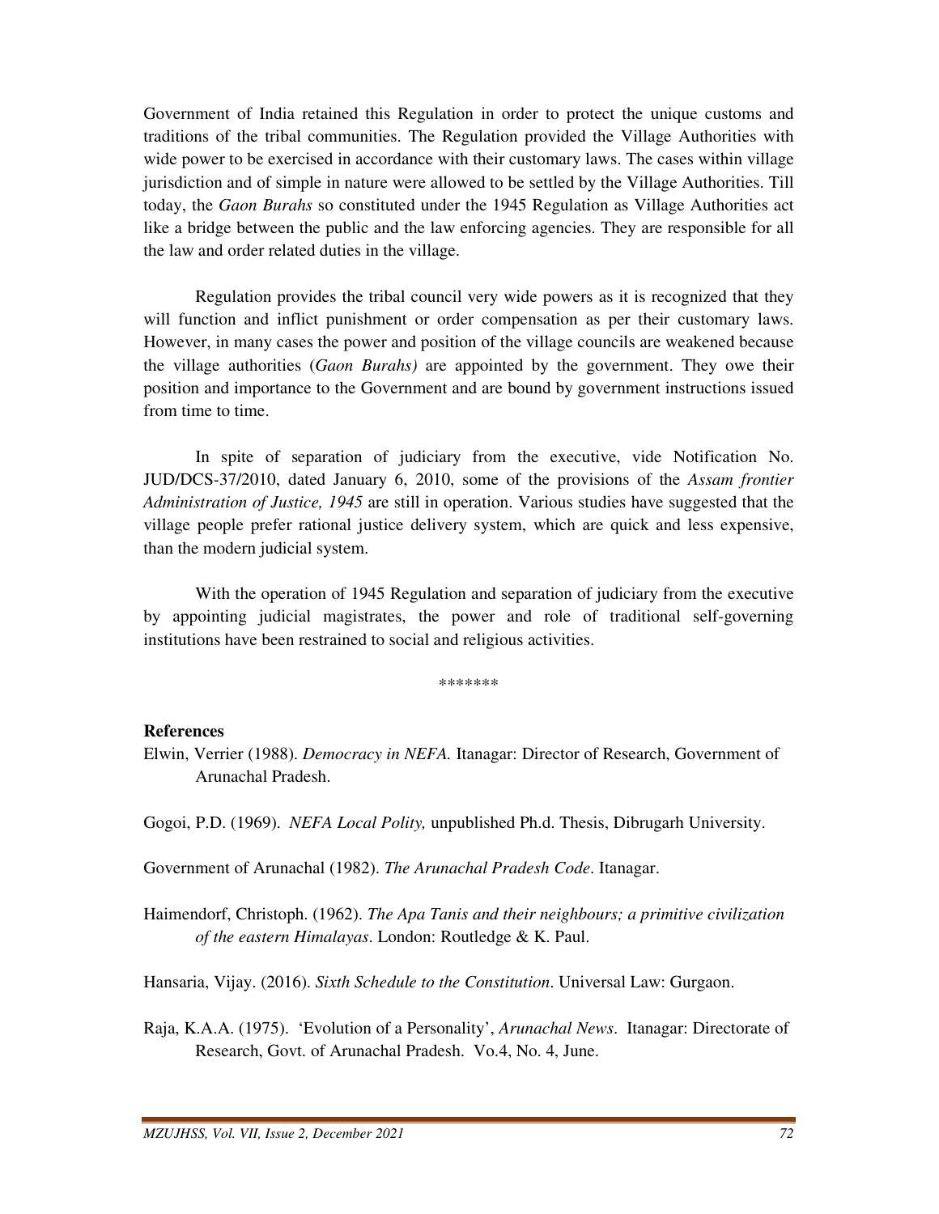Government of India retained this Regulation in order to protect the unique customs and traditions of the tribal communities. The Regulation provided the Village Authorities with wide power to be exercised in accordance with their customary laws. The cases within village jurisdiction and of simple in nature were allowed to be settled by the Village Authorities. Till today, the *Gaon Burahs* so constituted under the 1945 Regulation as Village Authorities act like a bridge between the public and the law enforcing agencies. They are responsible for all the law and order related duties in the village.

Regulation provides the tribal council very wide powers as it is recognized that they will function and inflict punishment or order compensation as per their customary laws. However, in many cases the power and position of the village councils are weakened because the village authorities (*Gaon Burahs)* are appointed by the government. They owe their position and importance to the Government and are bound by government instructions issued from time to time.

In spite of separation of judiciary from the executive, vide Notification No. JUD/DCS-37/2010, dated January 6, 2010, some of the provisions of the *Assam frontier Administration of Justice, 1945* are still in operation. Various studies have suggested that the village people prefer rational justice delivery system, which are quick and less expensive, than the modern judicial system.

With the operation of 1945 Regulation and separation of judiciary from the executive by appointing judicial magistrates, the power and role of traditional self-governing institutions have been restrained to social and religious activities.

*******

**References**

Elwin, Verrier (1988). *Democracy in NEFA.* Itanagar: Director of Research, Government of Arunachal Pradesh.

Gogoi, P.D. (1969). *NEFA Local Polity,* unpublished Ph.d. Thesis, Dibrugarh University.

Government of Arunachal (1982). *The Arunachal Pradesh Code*. Itanagar.

Haimendorf, Christoph. (1962). *The Apa Tanis and their neighbours; a primitive civilization of the eastern Himalayas*. London: Routledge & K. Paul.

Hansaria, Vijay. (2016). *Sixth Schedule to the Constitution*. Universal Law: Gurgaon.

Raja, K.A.A. (1975). 'Evolution of a Personality', *Arunachal News*. Itanagar: Directorate of Research, Govt. of Arunachal Pradesh. Vo.4, No. 4, June.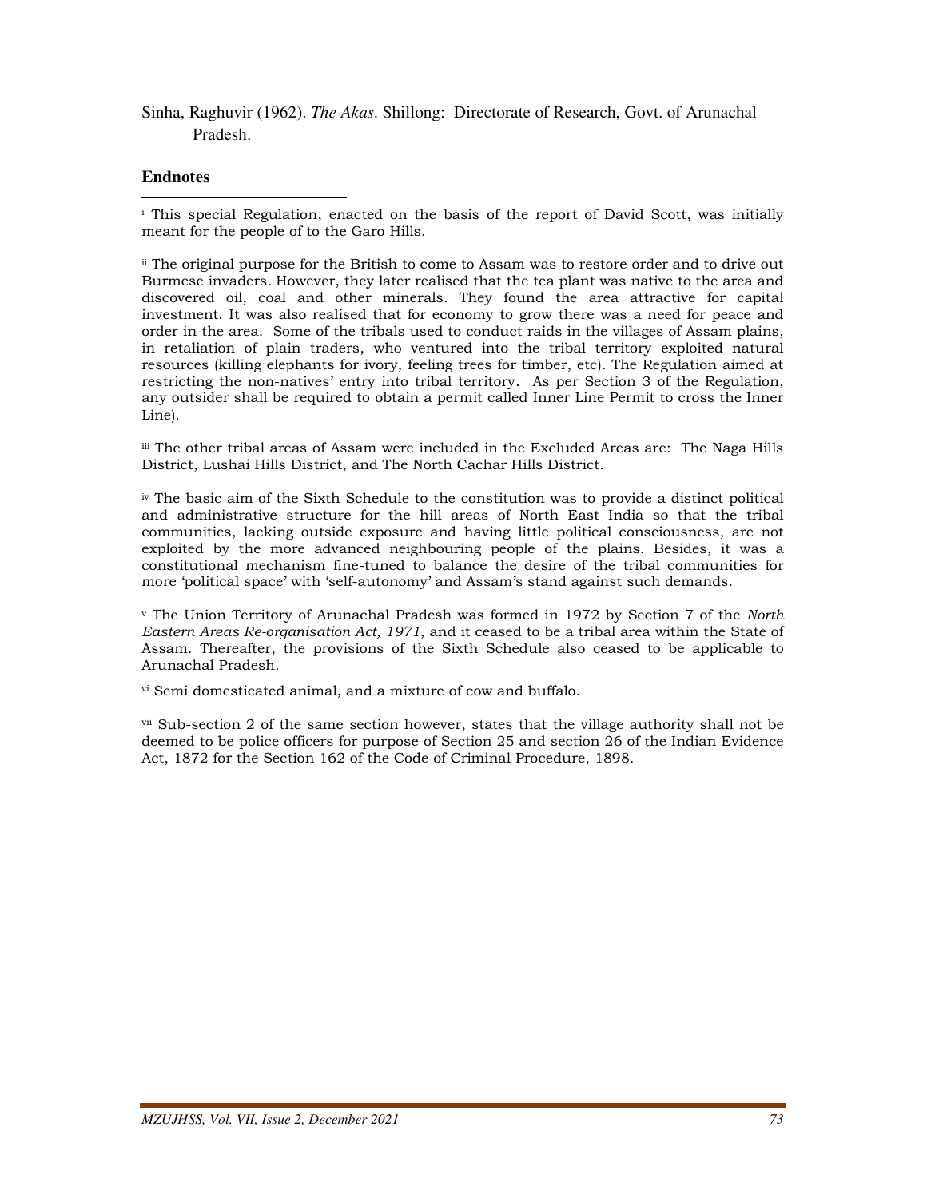Sinha, Raghuvir (1962). *The Akas*. Shillong: Directorate of Research, Govt. of Arunachal Pradesh.

## Endnotes

[i] This special Regulation, enacted on the basis of the report of David Scott, was initially meant for the people of to the Garo Hills.

[ii] The original purpose for the British to come to Assam was to restore order and to drive out Burmese invaders. However, they later realised that the tea plant was native to the area and discovered oil, coal and other minerals. They found the area attractive for capital investment. It was also realised that for economy to grow there was a need for peace and order in the area. Some of the tribals used to conduct raids in the villages of Assam plains, in retaliation of plain traders, who ventured into the tribal territory exploited natural resources (killing elephants for ivory, feeling trees for timber, etc). The Regulation aimed at restricting the non-natives' entry into tribal territory. As per Section 3 of the Regulation, any outsider shall be required to obtain a permit called Inner Line Permit to cross the Inner Line).

[iii] The other tribal areas of Assam were included in the Excluded Areas are: The Naga Hills District, Lushai Hills District, and The North Cachar Hills District.

[iv] The basic aim of the Sixth Schedule to the constitution was to provide a distinct political and administrative structure for the hill areas of North East India so that the tribal communities, lacking outside exposure and having little political consciousness, are not exploited by the more advanced neighbouring people of the plains. Besides, it was a constitutional mechanism fine-tuned to balance the desire of the tribal communities for more 'political space' with 'self-autonomy' and Assam's stand against such demands.

[v] The Union Territory of Arunachal Pradesh was formed in 1972 by Section 7 of the *North Eastern Areas Re-organisation Act, 1971*, and it ceased to be a tribal area within the State of Assam. Thereafter, the provisions of the Sixth Schedule also ceased to be applicable to Arunachal Pradesh.

[vi] Semi domesticated animal, and a mixture of cow and buffalo.

[vii] Sub-section 2 of the same section however, states that the village authority shall not be deemed to be police officers for purpose of Section 25 and section 26 of the Indian Evidence Act, 1872 for the Section 162 of the Code of Criminal Procedure, 1898.